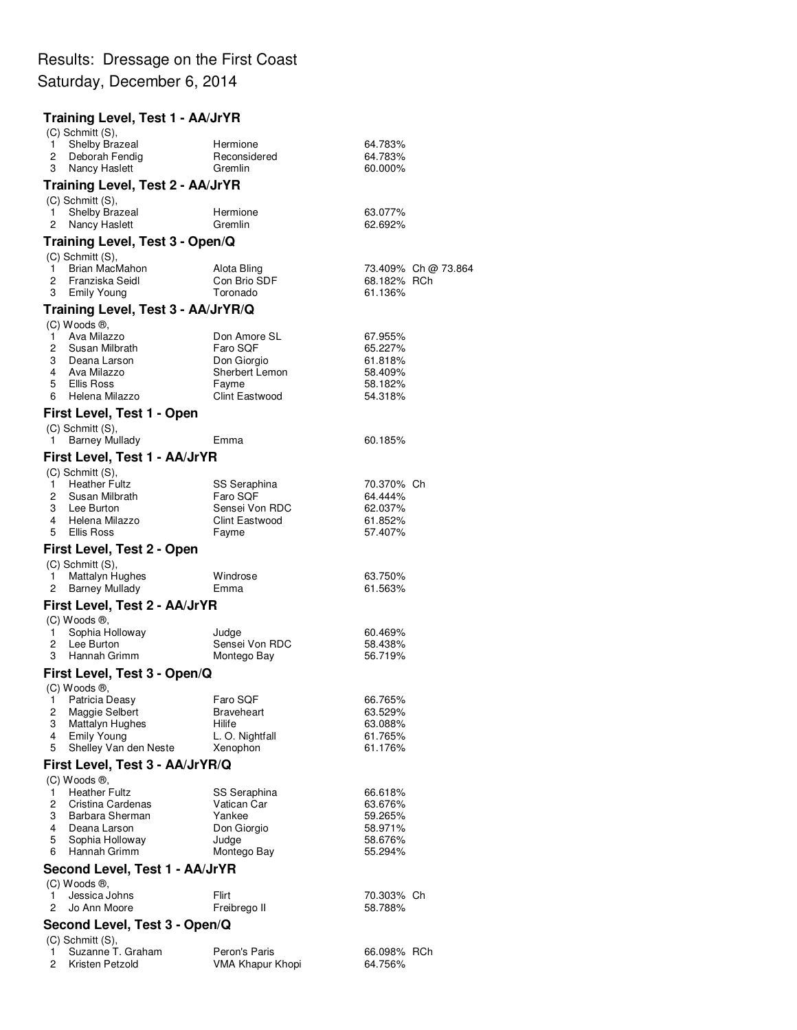# Results: Dressage on the First Coast

Saturday, December 6, 2014

### Training Level, Test 1 - AA/JrYR

(C) Schmitt (S),

| Place | Rider | Horse | Score | |
|---|---|---|---|---|
| 1 | Shelby Brazeal | Hermione | 64.783% | |
| 2 | Deborah Fendig | Reconsidered | 64.783% | |
| 3 | Nancy Haslett | Gremlin | 60.000% | |

### Training Level, Test 2 - AA/JrYR

(C) Schmitt (S),

| Place | Rider | Horse | Score | |
|---|---|---|---|---|
| 1 | Shelby Brazeal | Hermione | 63.077% | |
| 2 | Nancy Haslett | Gremlin | 62.692% | |

### Training Level, Test 3 - Open/Q

(C) Schmitt (S),

| Place | Rider | Horse | Score | |
|---|---|---|---|---|
| 1 | Brian MacMahon | Alota Bling | 73.409% | Ch @ 73.864 |
| 2 | Franziska Seidl | Con Brio SDF | 68.182% | RCh |
| 3 | Emily Young | Toronado | 61.136% | |

### Training Level, Test 3 - AA/JrYR/Q

(C) Woods ®,

| Place | Rider | Horse | Score | |
|---|---|---|---|---|
| 1 | Ava Milazzo | Don Amore SL | 67.955% | |
| 2 | Susan Milbrath | Faro SQF | 65.227% | |
| 3 | Deana Larson | Don Giorgio | 61.818% | |
| 4 | Ava Milazzo | Sherbert Lemon | 58.409% | |
| 5 | Ellis Ross | Fayme | 58.182% | |
| 6 | Helena Milazzo | Clint Eastwood | 54.318% | |

### First Level, Test 1 - Open

(C) Schmitt (S),

| Place | Rider | Horse | Score | |
|---|---|---|---|---|
| 1 | Barney Mullady | Emma | 60.185% | |

### First Level, Test 1 - AA/JrYR

(C) Schmitt (S),

| Place | Rider | Horse | Score | |
|---|---|---|---|---|
| 1 | Heather Fultz | SS Seraphina | 70.370% | Ch |
| 2 | Susan Milbrath | Faro SQF | 64.444% | |
| 3 | Lee Burton | Sensei Von RDC | 62.037% | |
| 4 | Helena Milazzo | Clint Eastwood | 61.852% | |
| 5 | Ellis Ross | Fayme | 57.407% | |

### First Level, Test 2 - Open

(C) Schmitt (S),

| Place | Rider | Horse | Score | |
|---|---|---|---|---|
| 1 | Mattalyn Hughes | Windrose | 63.750% | |
| 2 | Barney Mullady | Emma | 61.563% | |

### First Level, Test 2 - AA/JrYR

(C) Woods ®,

| Place | Rider | Horse | Score | |
|---|---|---|---|---|
| 1 | Sophia Holloway | Judge | 60.469% | |
| 2 | Lee Burton | Sensei Von RDC | 58.438% | |
| 3 | Hannah Grimm | Montego Bay | 56.719% | |

### First Level, Test 3 - Open/Q

(C) Woods ®,

| Place | Rider | Horse | Score | |
|---|---|---|---|---|
| 1 | Patricia Deasy | Faro SQF | 66.765% | |
| 2 | Maggie Selbert | Braveheart | 63.529% | |
| 3 | Mattalyn Hughes | Hilife | 63.088% | |
| 4 | Emily Young | L. O. Nightfall | 61.765% | |
| 5 | Shelley Van den Neste | Xenophon | 61.176% | |

### First Level, Test 3 - AA/JrYR/Q

(C) Woods ®,

| Place | Rider | Horse | Score | |
|---|---|---|---|---|
| 1 | Heather Fultz | SS Seraphina | 66.618% | |
| 2 | Cristina Cardenas | Vatican Car | 63.676% | |
| 3 | Barbara Sherman | Yankee | 59.265% | |
| 4 | Deana Larson | Don Giorgio | 58.971% | |
| 5 | Sophia Holloway | Judge | 58.676% | |
| 6 | Hannah Grimm | Montego Bay | 55.294% | |

### Second Level, Test 1 - AA/JrYR

(C) Woods ®,

| Place | Rider | Horse | Score | |
|---|---|---|---|---|
| 1 | Jessica Johns | Flirt | 70.303% | Ch |
| 2 | Jo Ann Moore | Freibrego II | 58.788% | |

### Second Level, Test 3 - Open/Q

(C) Schmitt (S),

| Place | Rider | Horse | Score | |
|---|---|---|---|---|
| 1 | Suzanne T. Graham | Peron's Paris | 66.098% | RCh |
| 2 | Kristen Petzold | VMA Khapur Khopi | 64.756% | |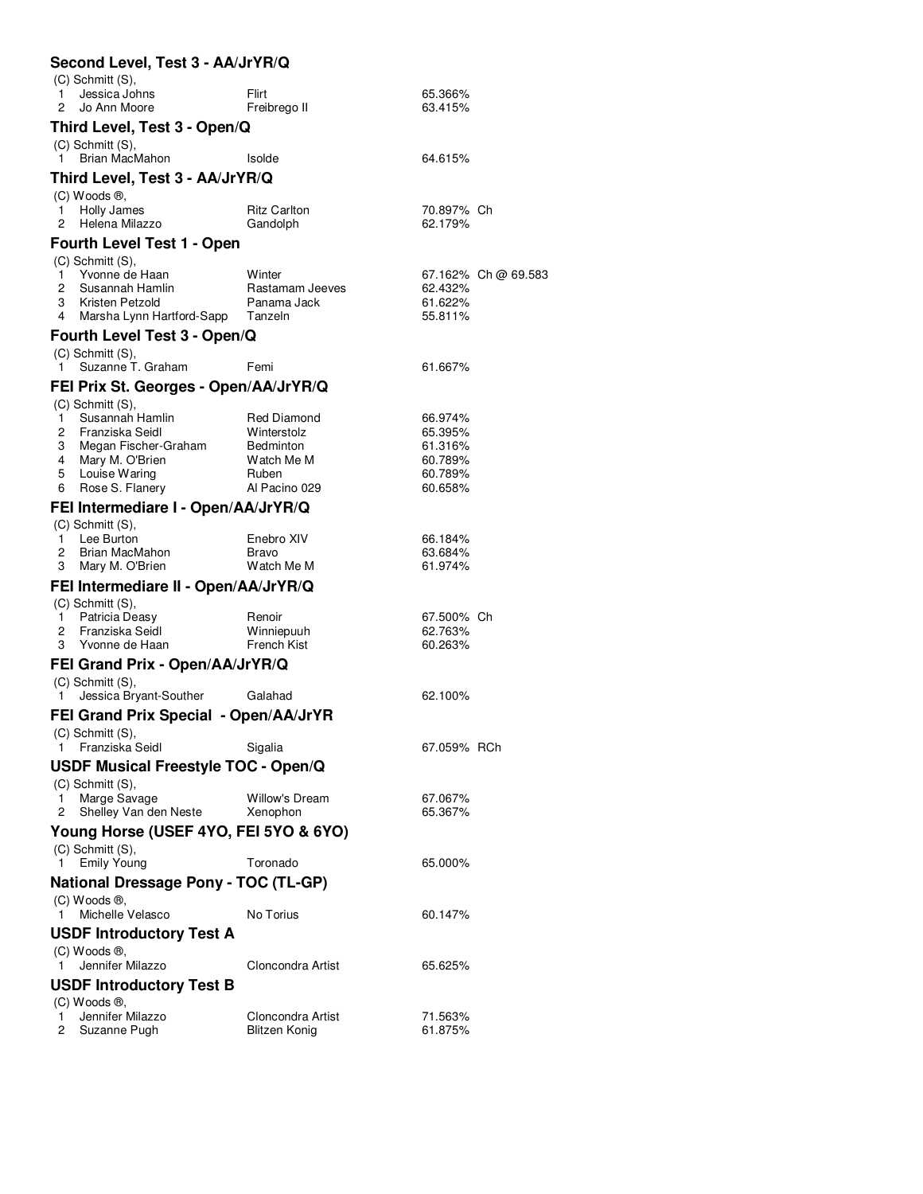### Second Level, Test 3 - AA/JrYR/Q

(C) Schmitt (S),

| | | | |
|---|---|---|---|
| 1 | Jessica Johns | Flirt | 65.366% |
| 2 | Jo Ann Moore | Freibrego II | 63.415% |

### Third Level, Test 3 - Open/Q

(C) Schmitt (S),

| | | | |
|---|---|---|---|
| 1 | Brian MacMahon | Isolde | 64.615% |

### Third Level, Test 3 - AA/JrYR/Q

(C) Woods ®,

| | | | |
|---|---|---|---|
| 1 | Holly James | Ritz Carlton | 70.897% Ch |
| 2 | Helena Milazzo | Gandolph | 62.179% |

### Fourth Level Test 1 - Open

(C) Schmitt (S),

| | | | |
|---|---|---|---|
| 1 | Yvonne de Haan | Winter | 67.162% Ch @ 69.583 |
| 2 | Susannah Hamlin | Rastamam Jeeves | 62.432% |
| 3 | Kristen Petzold | Panama Jack | 61.622% |
| 4 | Marsha Lynn Hartford-Sapp | Tanzeln | 55.811% |

### Fourth Level Test 3 - Open/Q

(C) Schmitt (S),

| | | | |
|---|---|---|---|
| 1 | Suzanne T. Graham | Femi | 61.667% |

### FEI Prix St. Georges - Open/AA/JrYR/Q

(C) Schmitt (S),

| | | | |
|---|---|---|---|
| 1 | Susannah Hamlin | Red Diamond | 66.974% |
| 2 | Franziska Seidl | Winterstolz | 65.395% |
| 3 | Megan Fischer-Graham | Bedminton | 61.316% |
| 4 | Mary M. O'Brien | Watch Me M | 60.789% |
| 5 | Louise Waring | Ruben | 60.789% |
| 6 | Rose S. Flanery | Al Pacino 029 | 60.658% |

### FEI Intermediare I - Open/AA/JrYR/Q

(C) Schmitt (S),

| | | | |
|---|---|---|---|
| 1 | Lee Burton | Enebro XIV | 66.184% |
| 2 | Brian MacMahon | Bravo | 63.684% |
| 3 | Mary M. O'Brien | Watch Me M | 61.974% |

### FEI Intermediare II - Open/AA/JrYR/Q

(C) Schmitt (S),

| | | | |
|---|---|---|---|
| 1 | Patricia Deasy | Renoir | 67.500% Ch |
| 2 | Franziska Seidl | Winniepuuh | 62.763% |
| 3 | Yvonne de Haan | French Kist | 60.263% |

### FEI Grand Prix - Open/AA/JrYR/Q

(C) Schmitt (S),

| | | | |
|---|---|---|---|
| 1 | Jessica Bryant-Souther | Galahad | 62.100% |

### FEI Grand Prix Special - Open/AA/JrYR

(C) Schmitt (S),

| | | | |
|---|---|---|---|
| 1 | Franziska Seidl | Sigalia | 67.059% RCh |

### USDF Musical Freestyle TOC - Open/Q

(C) Schmitt (S),

| | | | |
|---|---|---|---|
| 1 | Marge Savage | Willow's Dream | 67.067% |
| 2 | Shelley Van den Neste | Xenophon | 65.367% |

### Young Horse (USEF 4YO, FEI 5YO & 6YO)

(C) Schmitt (S),

| | | | |
|---|---|---|---|
| 1 | Emily Young | Toronado | 65.000% |

### National Dressage Pony - TOC (TL-GP)

(C) Woods ®,

| | | | |
|---|---|---|---|
| 1 | Michelle Velasco | No Torius | 60.147% |

### USDF Introductory Test A

(C) Woods ®,

| | | | |
|---|---|---|---|
| 1 | Jennifer Milazzo | Cloncondra Artist | 65.625% |

### USDF Introductory Test B

(C) Woods ®,

| | | | |
|---|---|---|---|
| 1 | Jennifer Milazzo | Cloncondra Artist | 71.563% |
| 2 | Suzanne Pugh | Blitzen Konig | 61.875% |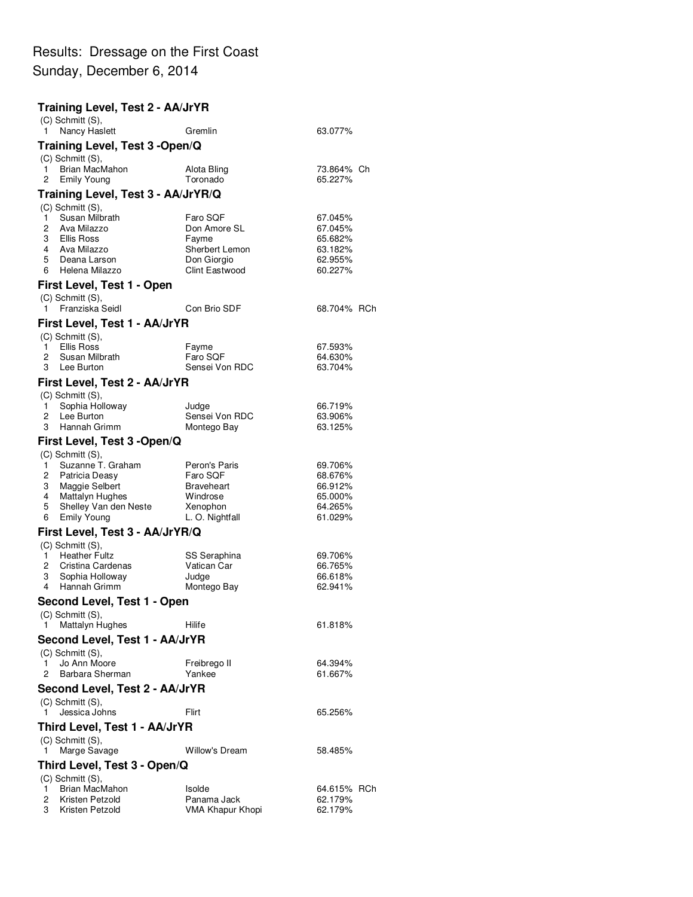# Results: Dressage on the First Coast

Sunday, December 6, 2014

### Training Level, Test 2 - AA/JrYR

(C) Schmitt (S),

| | | | |
|---|---|---|---|
| 1 | Nancy Haslett | Gremlin | 63.077% |

### Training Level, Test 3 -Open/Q

(C) Schmitt (S),

| | | | |
|---|---|---|---|
| 1 | Brian MacMahon | Alota Bling | 73.864% Ch |
| 2 | Emily Young | Toronado | 65.227% |

### Training Level, Test 3 - AA/JrYR/Q

(C) Schmitt (S),

| | | | |
|---|---|---|---|
| 1 | Susan Milbrath | Faro SQF | 67.045% |
| 2 | Ava Milazzo | Don Amore SL | 67.045% |
| 3 | Ellis Ross | Fayme | 65.682% |
| 4 | Ava Milazzo | Sherbert Lemon | 63.182% |
| 5 | Deana Larson | Don Giorgio | 62.955% |
| 6 | Helena Milazzo | Clint Eastwood | 60.227% |

### First Level, Test 1 - Open

(C) Schmitt (S),

| | | | |
|---|---|---|---|
| 1 | Franziska Seidl | Con Brio SDF | 68.704% RCh |

### First Level, Test 1 - AA/JrYR

(C) Schmitt (S),

| | | | |
|---|---|---|---|
| 1 | Ellis Ross | Fayme | 67.593% |
| 2 | Susan Milbrath | Faro SQF | 64.630% |
| 3 | Lee Burton | Sensei Von RDC | 63.704% |

### First Level, Test 2 - AA/JrYR

(C) Schmitt (S),

| | | | |
|---|---|---|---|
| 1 | Sophia Holloway | Judge | 66.719% |
| 2 | Lee Burton | Sensei Von RDC | 63.906% |
| 3 | Hannah Grimm | Montego Bay | 63.125% |

### First Level, Test 3 -Open/Q

(C) Schmitt (S),

| | | | |
|---|---|---|---|
| 1 | Suzanne T. Graham | Peron's Paris | 69.706% |
| 2 | Patricia Deasy | Faro SQF | 68.676% |
| 3 | Maggie Selbert | Braveheart | 66.912% |
| 4 | Mattalyn Hughes | Windrose | 65.000% |
| 5 | Shelley Van den Neste | Xenophon | 64.265% |
| 6 | Emily Young | L. O. Nightfall | 61.029% |

### First Level, Test 3 - AA/JrYR/Q

(C) Schmitt (S),

| | | | |
|---|---|---|---|
| 1 | Heather Fultz | SS Seraphina | 69.706% |
| 2 | Cristina Cardenas | Vatican Car | 66.765% |
| 3 | Sophia Holloway | Judge | 66.618% |
| 4 | Hannah Grimm | Montego Bay | 62.941% |

### Second Level, Test 1 - Open

(C) Schmitt (S),

| | | | |
|---|---|---|---|
| 1 | Mattalyn Hughes | Hilife | 61.818% |

### Second Level, Test 1 - AA/JrYR

(C) Schmitt (S),

| | | | |
|---|---|---|---|
| 1 | Jo Ann Moore | Freibrego II | 64.394% |
| 2 | Barbara Sherman | Yankee | 61.667% |

### Second Level, Test 2 - AA/JrYR

(C) Schmitt (S),

| | | | |
|---|---|---|---|
| 1 | Jessica Johns | Flirt | 65.256% |

### Third Level, Test 1 - AA/JrYR

(C) Schmitt (S),

| | | | |
|---|---|---|---|
| 1 | Marge Savage | Willow's Dream | 58.485% |

### Third Level, Test 3 - Open/Q

(C) Schmitt (S),

| | | | |
|---|---|---|---|
| 1 | Brian MacMahon | Isolde | 64.615% RCh |
| 2 | Kristen Petzold | Panama Jack | 62.179% |
| 3 | Kristen Petzold | VMA Khapur Khopi | 62.179% |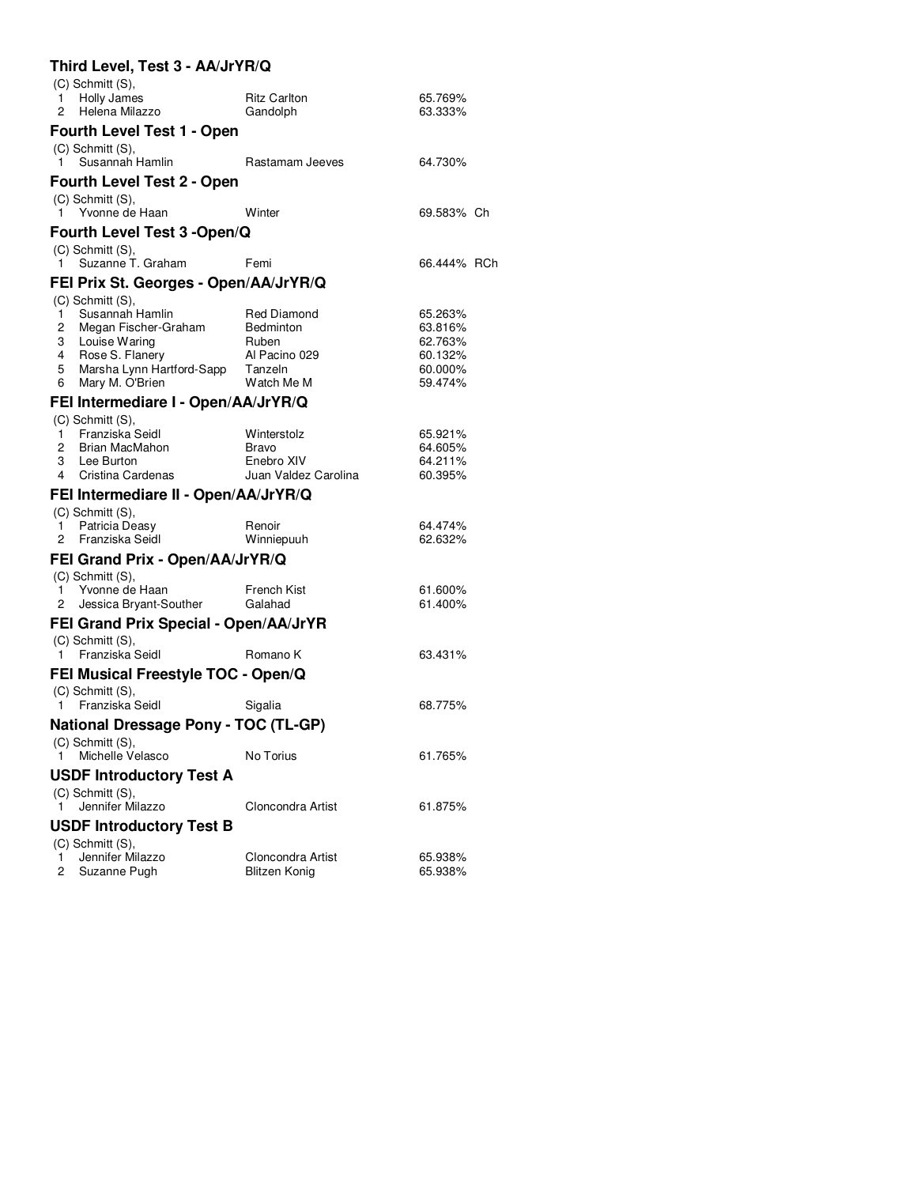### Third Level, Test 3 - AA/JrYR/Q

(C) Schmitt (S),

| | | | |
|---|---|---|---|
| 1 | Holly James | Ritz Carlton | 65.769% |
| 2 | Helena Milazzo | Gandolph | 63.333% |

### Fourth Level Test 1 - Open

(C) Schmitt (S),

| | | | |
|---|---|---|---|
| 1 | Susannah Hamlin | Rastamam Jeeves | 64.730% |

### Fourth Level Test 2 - Open

(C) Schmitt (S),

| | | | |
|---|---|---|---|
| 1 | Yvonne de Haan | Winter | 69.583% Ch |

### Fourth Level Test 3 -Open/Q

(C) Schmitt (S),

| | | | |
|---|---|---|---|
| 1 | Suzanne T. Graham | Femi | 66.444% RCh |

### FEI Prix St. Georges - Open/AA/JrYR/Q

(C) Schmitt (S),

| | | | |
|---|---|---|---|
| 1 | Susannah Hamlin | Red Diamond | 65.263% |
| 2 | Megan Fischer-Graham | Bedminton | 63.816% |
| 3 | Louise Waring | Ruben | 62.763% |
| 4 | Rose S. Flanery | Al Pacino 029 | 60.132% |
| 5 | Marsha Lynn Hartford-Sapp | Tanzeln | 60.000% |
| 6 | Mary M. O'Brien | Watch Me M | 59.474% |

### FEI Intermediare I - Open/AA/JrYR/Q

(C) Schmitt (S),

| | | | |
|---|---|---|---|
| 1 | Franziska Seidl | Winterstolz | 65.921% |
| 2 | Brian MacMahon | Bravo | 64.605% |
| 3 | Lee Burton | Enebro XIV | 64.211% |
| 4 | Cristina Cardenas | Juan Valdez Carolina | 60.395% |

### FEI Intermediare II - Open/AA/JrYR/Q

(C) Schmitt (S),

| | | | |
|---|---|---|---|
| 1 | Patricia Deasy | Renoir | 64.474% |
| 2 | Franziska Seidl | Winniepuuh | 62.632% |

### FEI Grand Prix - Open/AA/JrYR/Q

(C) Schmitt (S),

| | | | |
|---|---|---|---|
| 1 | Yvonne de Haan | French Kist | 61.600% |
| 2 | Jessica Bryant-Souther | Galahad | 61.400% |

### FEI Grand Prix Special - Open/AA/JrYR

(C) Schmitt (S),

| | | | |
|---|---|---|---|
| 1 | Franziska Seidl | Romano K | 63.431% |

### FEI Musical Freestyle TOC - Open/Q

(C) Schmitt (S),

| | | | |
|---|---|---|---|
| 1 | Franziska Seidl | Sigalia | 68.775% |

### National Dressage Pony - TOC (TL-GP)

(C) Schmitt (S),

| | | | |
|---|---|---|---|
| 1 | Michelle Velasco | No Torius | 61.765% |

### USDF Introductory Test A

(C) Schmitt (S),

| | | | |
|---|---|---|---|
| 1 | Jennifer Milazzo | Cloncondra Artist | 61.875% |

### USDF Introductory Test B

(C) Schmitt (S),

| | | | |
|---|---|---|---|
| 1 | Jennifer Milazzo | Cloncondra Artist | 65.938% |
| 2 | Suzanne Pugh | Blitzen Konig | 65.938% |